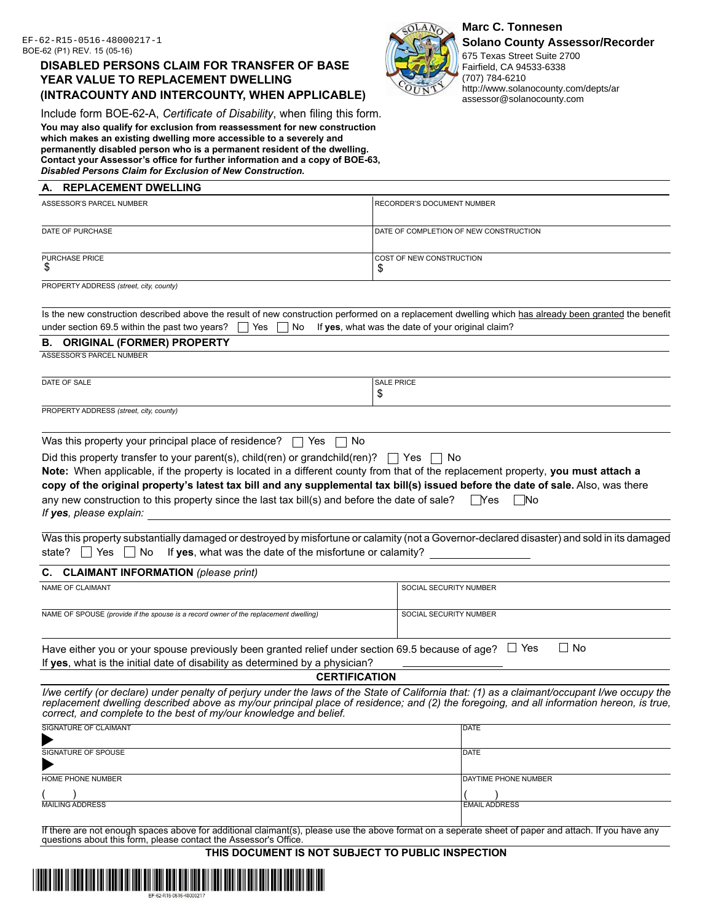EF-62-R15-0516-48000217-1
BOE-62 (P1) REV. 15 (05-16)

**Marc C. Tonnesen**
**Solano County Assessor/Recorder**
675 Texas Street Suite 2700
Fairfield, CA 94533-6338
(707) 784-6210
http://www.solanocounty.com/depts/ar
assessor@solanocounty.com

# DISABLED PERSONS CLAIM FOR TRANSFER OF BASE YEAR VALUE TO REPLACEMENT DWELLING (INTRACOUNTY AND INTERCOUNTY, WHEN APPLICABLE)

Include form BOE-62-A, *Certificate of Disability*, when filing this form.

**You may also qualify for exclusion from reassessment for new construction which makes an existing dwelling more accessible to a severely and permanently disabled person who is a permanent resident of the dwelling. Contact your Assessor's office for further information and a copy of BOE-63, *Disabled Persons Claim for Exclusion of New Construction.***

## A. REPLACEMENT DWELLING

| ASSESSOR'S PARCEL NUMBER | RECORDER'S DOCUMENT NUMBER |
|---|---|
| DATE OF PURCHASE | DATE OF COMPLETION OF NEW CONSTRUCTION |
| PURCHASE PRICE $ | COST OF NEW CONSTRUCTION $ |

PROPERTY ADDRESS *(street, city, county)*

Is the new construction described above the result of new construction performed on a replacement dwelling which has already been granted the benefit under section 69.5 within the past two years? ☐ Yes ☐ No If **yes**, what was the date of your original claim?

## B. ORIGINAL (FORMER) PROPERTY

ASSESSOR'S PARCEL NUMBER

| DATE OF SALE | SALE PRICE $ |
|---|---|

PROPERTY ADDRESS *(street, city, county)*

Was this property your principal place of residence? ☐ Yes ☐ No

Did this property transfer to your parent(s), child(ren) or grandchild(ren)? ☐ Yes ☐ No

**Note:** When applicable, if the property is located in a different county from that of the replacement property, **you must attach a copy of the original property's latest tax bill and any supplemental tax bill(s) issued before the date of sale.** Also, was there any new construction to this property since the last tax bill(s) and before the date of sale? ☐ Yes ☐ No

*If **yes**, please explain:* \_\_\_\_\_\_\_\_\_\_\_\_\_\_\_\_\_\_\_\_

Was this property substantially damaged or destroyed by misfortune or calamity (not a Governor-declared disaster) and sold in its damaged state? ☐ Yes ☐ No If **yes**, what was the date of the misfortune or calamity? \_\_\_\_\_\_\_\_\_\_\_\_

## C. CLAIMANT INFORMATION *(please print)*

| NAME OF CLAIMANT | SOCIAL SECURITY NUMBER |
|---|---|
| NAME OF SPOUSE *(provide if the spouse is a record owner of the replacement dwelling)* | SOCIAL SECURITY NUMBER |

Have either you or your spouse previously been granted relief under section 69.5 because of age? ☐ Yes ☐ No

If **yes**, what is the initial date of disability as determined by a physician? \_\_\_\_\_\_\_\_\_\_\_\_

### CERTIFICATION

*I/we certify (or declare) under penalty of perjury under the laws of the State of California that: (1) as a claimant/occupant I/we occupy the replacement dwelling described above as my/our principal place of residence; and (2) the foregoing, and all information hereon, is true, correct, and complete to the best of my/our knowledge and belief.*

| SIGNATURE OF CLAIMANT ▶ | DATE |
|---|---|
| SIGNATURE OF SPOUSE ▶ | DATE |
| HOME PHONE NUMBER ( ) | DAYTIME PHONE NUMBER ( ) |
| MAILING ADDRESS | EMAIL ADDRESS |

If there are not enough spaces above for additional claimant(s), please use the above format on a seperate sheet of paper and attach. If you have any questions about this form, please contact the Assessor's Office.

**THIS DOCUMENT IS NOT SUBJECT TO PUBLIC INSPECTION**

EF-62-R15-0516-48000217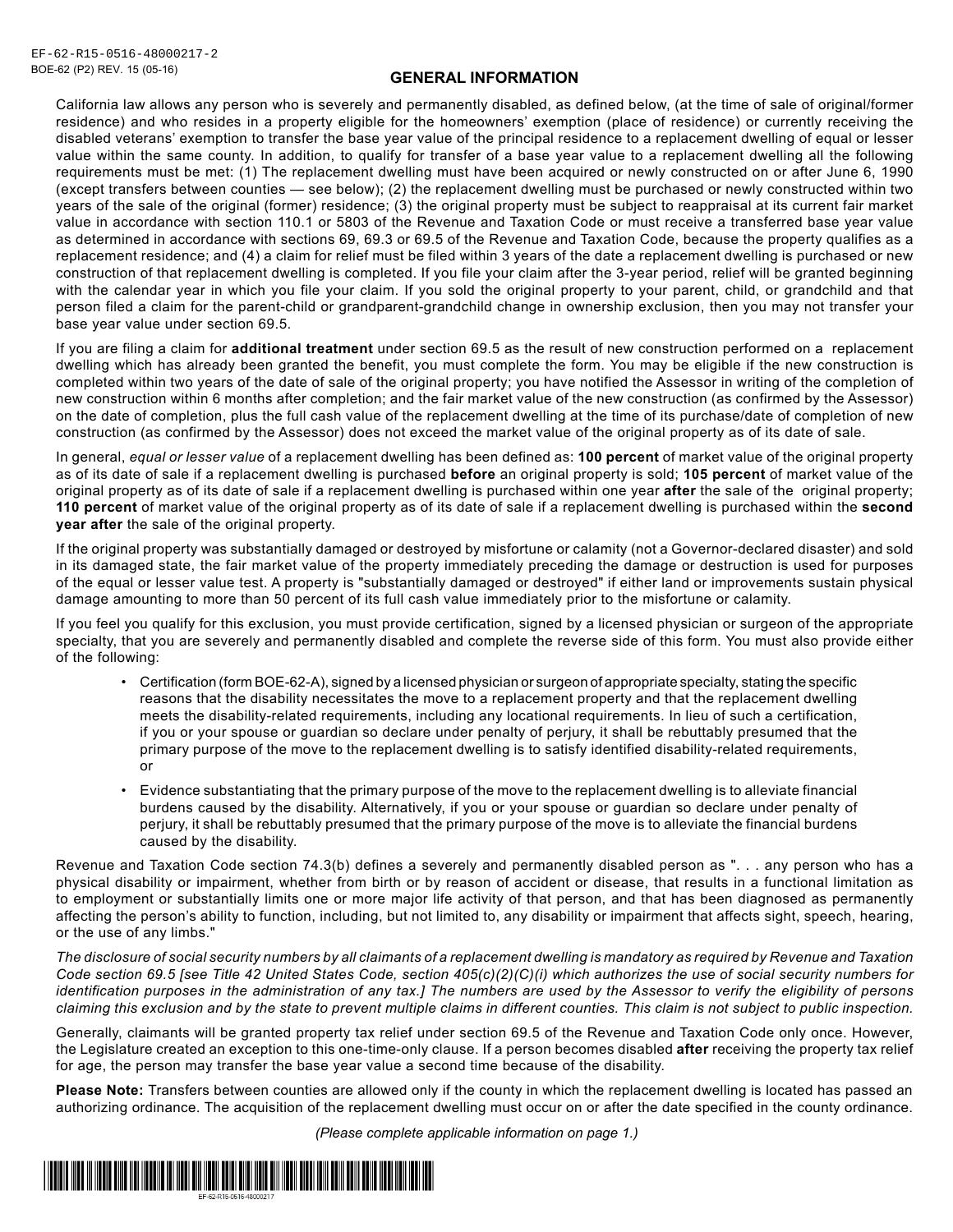EF-62-R15-0516-48000217-2
BOE-62 (P2) REV. 15 (05-16)

## GENERAL INFORMATION

California law allows any person who is severely and permanently disabled, as defined below, (at the time of sale of original/former residence) and who resides in a property eligible for the homeowners' exemption (place of residence) or currently receiving the disabled veterans' exemption to transfer the base year value of the principal residence to a replacement dwelling of equal or lesser value within the same county. In addition, to qualify for transfer of a base year value to a replacement dwelling all the following requirements must be met: (1) The replacement dwelling must have been acquired or newly constructed on or after June 6, 1990 (except transfers between counties — see below); (2) the replacement dwelling must be purchased or newly constructed within two years of the sale of the original (former) residence; (3) the original property must be subject to reappraisal at its current fair market value in accordance with section 110.1 or 5803 of the Revenue and Taxation Code or must receive a transferred base year value as determined in accordance with sections 69, 69.3 or 69.5 of the Revenue and Taxation Code, because the property qualifies as a replacement residence; and (4) a claim for relief must be filed within 3 years of the date a replacement dwelling is purchased or new construction of that replacement dwelling is completed. If you file your claim after the 3-year period, relief will be granted beginning with the calendar year in which you file your claim. If you sold the original property to your parent, child, or grandchild and that person filed a claim for the parent-child or grandparent-grandchild change in ownership exclusion, then you may not transfer your base year value under section 69.5.

If you are filing a claim for **additional treatment** under section 69.5 as the result of new construction performed on a replacement dwelling which has already been granted the benefit, you must complete the form. You may be eligible if the new construction is completed within two years of the date of sale of the original property; you have notified the Assessor in writing of the completion of new construction within 6 months after completion; and the fair market value of the new construction (as confirmed by the Assessor) on the date of completion, plus the full cash value of the replacement dwelling at the time of its purchase/date of completion of new construction (as confirmed by the Assessor) does not exceed the market value of the original property as of its date of sale.

In general, *equal or lesser value* of a replacement dwelling has been defined as: **100 percent** of market value of the original property as of its date of sale if a replacement dwelling is purchased **before** an original property is sold; **105 percent** of market value of the original property as of its date of sale if a replacement dwelling is purchased within one year **after** the sale of the original property; **110 percent** of market value of the original property as of its date of sale if a replacement dwelling is purchased within the **second year after** the sale of the original property.

If the original property was substantially damaged or destroyed by misfortune or calamity (not a Governor-declared disaster) and sold in its damaged state, the fair market value of the property immediately preceding the damage or destruction is used for purposes of the equal or lesser value test. A property is "substantially damaged or destroyed" if either land or improvements sustain physical damage amounting to more than 50 percent of its full cash value immediately prior to the misfortune or calamity.

If you feel you qualify for this exclusion, you must provide certification, signed by a licensed physician or surgeon of the appropriate specialty, that you are severely and permanently disabled and complete the reverse side of this form. You must also provide either of the following:

- Certification (form BOE-62-A), signed by a licensed physician or surgeon of appropriate specialty, stating the specific reasons that the disability necessitates the move to a replacement property and that the replacement dwelling meets the disability-related requirements, including any locational requirements. In lieu of such a certification, if you or your spouse or guardian so declare under penalty of perjury, it shall be rebuttably presumed that the primary purpose of the move to the replacement dwelling is to satisfy identified disability-related requirements, or
- Evidence substantiating that the primary purpose of the move to the replacement dwelling is to alleviate financial burdens caused by the disability. Alternatively, if you or your spouse or guardian so declare under penalty of perjury, it shall be rebuttably presumed that the primary purpose of the move is to alleviate the financial burdens caused by the disability.

Revenue and Taxation Code section 74.3(b) defines a severely and permanently disabled person as ". . . any person who has a physical disability or impairment, whether from birth or by reason of accident or disease, that results in a functional limitation as to employment or substantially limits one or more major life activity of that person, and that has been diagnosed as permanently affecting the person's ability to function, including, but not limited to, any disability or impairment that affects sight, speech, hearing, or the use of any limbs."

*The disclosure of social security numbers by all claimants of a replacement dwelling is mandatory as required by Revenue and Taxation Code section 69.5 [see Title 42 United States Code, section 405(c)(2)(C)(i) which authorizes the use of social security numbers for identification purposes in the administration of any tax.] The numbers are used by the Assessor to verify the eligibility of persons claiming this exclusion and by the state to prevent multiple claims in different counties. This claim is not subject to public inspection.*

Generally, claimants will be granted property tax relief under section 69.5 of the Revenue and Taxation Code only once. However, the Legislature created an exception to this one-time-only clause. If a person becomes disabled **after** receiving the property tax relief for age, the person may transfer the base year value a second time because of the disability.

**Please Note:** Transfers between counties are allowed only if the county in which the replacement dwelling is located has passed an authorizing ordinance. The acquisition of the replacement dwelling must occur on or after the date specified in the county ordinance.

*(Please complete applicable information on page 1.)*

EF-62-R15-0516-48000217